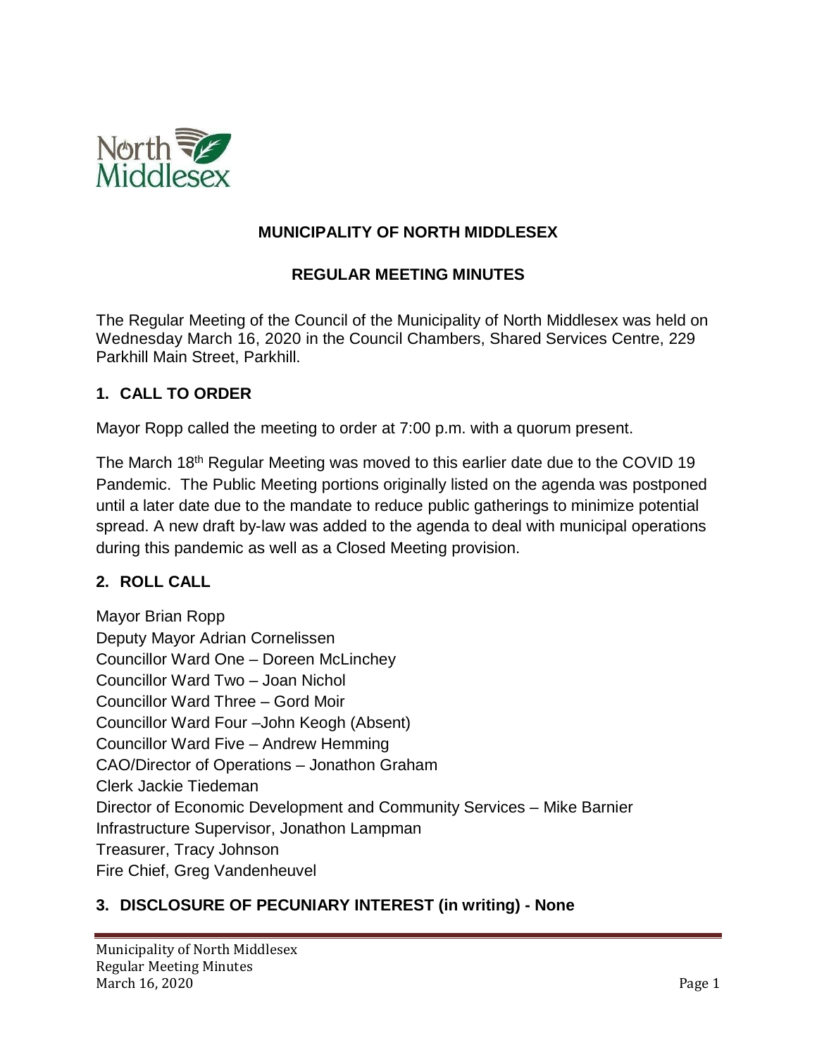# MUNICIPALITY OF NORTH MIDDLESEX

## REGULAR MEETING MINUTES

The Regular Meeting of the Council of the Municipality of North Middlesex was held on Wednesday March 16, 2020 in the Council Chambers, Shared Services Centre, 229 Parkhill Main Street, Parkhill.

### 1. CALL TO ORDER

Mayor Ropp called the meeting to order at 7:00 p.m. with a quorum present.

The March 18th Regular Meeting was moved to this earlier date due to the COVID 19 Pandemic. The Public Meeting portions originally listed on the agenda was postponed until a later date due to the mandate to reduce public gatherings to minimize potential spread. A new draft by-law was added to the agenda to deal with municipal operations during this pandemic as well as a Closed Meeting provision.

### 2. ROLL CALL

Mayor Brian Ropp
Deputy Mayor Adrian Cornelissen
Councillor Ward One – Doreen McLinchey
Councillor Ward Two – Joan Nichol
Councillor Ward Three – Gord Moir
Councillor Ward Four –John Keogh (Absent)
Councillor Ward Five – Andrew Hemming
CAO/Director of Operations – Jonathon Graham
Clerk Jackie Tiedeman
Director of Economic Development and Community Services – Mike Barnier
Infrastructure Supervisor, Jonathon Lampman
Treasurer, Tracy Johnson
Fire Chief, Greg Vandenheuvel

### 3. DISCLOSURE OF PECUNIARY INTEREST (in writing) - None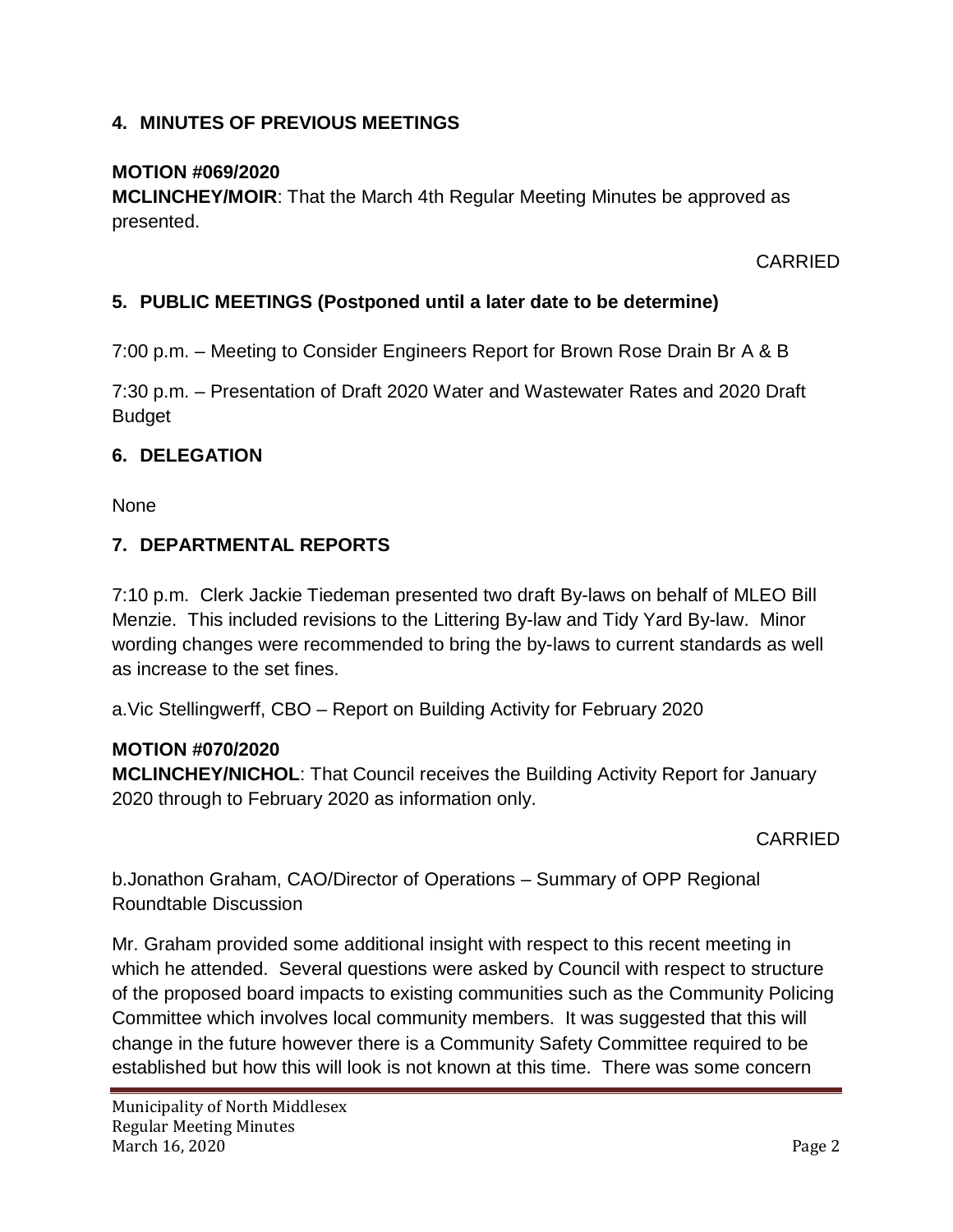## 4. MINUTES OF PREVIOUS MEETINGS

**MOTION #069/2020**
**MCLINCHEY/MOIR**: That the March 4th Regular Meeting Minutes be approved as presented.

CARRIED

## 5. PUBLIC MEETINGS (Postponed until a later date to be determine)

7:00 p.m. – Meeting to Consider Engineers Report for Brown Rose Drain Br A & B

7:30 p.m. – Presentation of Draft 2020 Water and Wastewater Rates and 2020 Draft Budget

## 6. DELEGATION

None

## 7. DEPARTMENTAL REPORTS

7:10 p.m. Clerk Jackie Tiedeman presented two draft By-laws on behalf of MLEO Bill Menzie. This included revisions to the Littering By-law and Tidy Yard By-law. Minor wording changes were recommended to bring the by-laws to current standards as well as increase to the set fines.

a. Vic Stellingwerff, CBO – Report on Building Activity for February 2020

**MOTION #070/2020**
**MCLINCHEY/NICHOL**: That Council receives the Building Activity Report for January 2020 through to February 2020 as information only.

CARRIED

b. Jonathon Graham, CAO/Director of Operations – Summary of OPP Regional Roundtable Discussion

Mr. Graham provided some additional insight with respect to this recent meeting in which he attended. Several questions were asked by Council with respect to structure of the proposed board impacts to existing communities such as the Community Policing Committee which involves local community members. It was suggested that this will change in the future however there is a Community Safety Committee required to be established but how this will look is not known at this time. There was some concern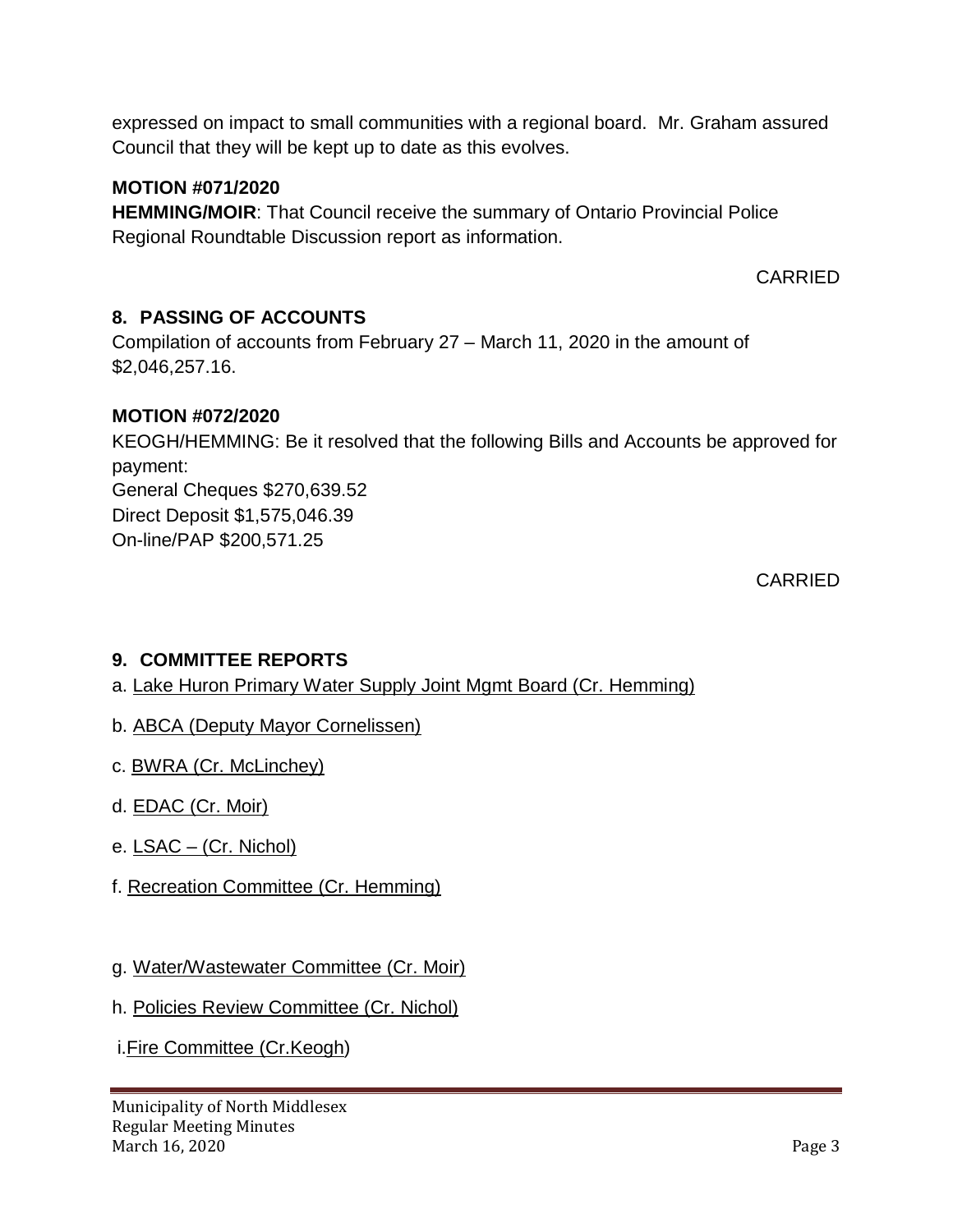expressed on impact to small communities with a regional board. Mr. Graham assured Council that they will be kept up to date as this evolves.

**MOTION #071/2020**

**HEMMING/MOIR**: That Council receive the summary of Ontario Provincial Police Regional Roundtable Discussion report as information.

CARRIED

## 8. PASSING OF ACCOUNTS

Compilation of accounts from February 27 – March 11, 2020 in the amount of $2,046,257.16.

**MOTION #072/2020**

KEOGH/HEMMING: Be it resolved that the following Bills and Accounts be approved for payment:

General Cheques $270,639.52
Direct Deposit $1,575,046.39
On-line/PAP $200,571.25

CARRIED

## 9. COMMITTEE REPORTS

a. Lake Huron Primary Water Supply Joint Mgmt Board (Cr. Hemming)

b. ABCA (Deputy Mayor Cornelissen)

c. BWRA (Cr. McLinchey)

d. EDAC (Cr. Moir)

e. LSAC – (Cr. Nichol)

f. Recreation Committee (Cr. Hemming)

g. Water/Wastewater Committee (Cr. Moir)

h. Policies Review Committee (Cr. Nichol)

i. Fire Committee (Cr.Keogh)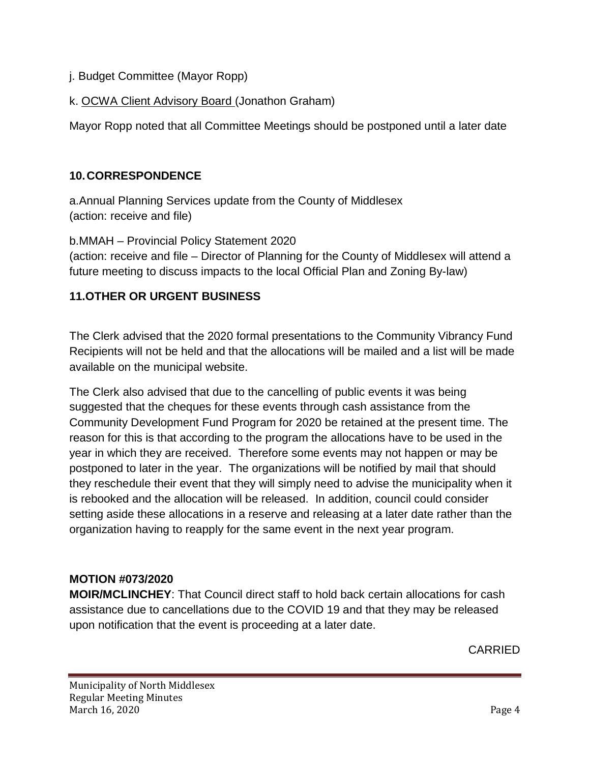j. Budget Committee (Mayor Ropp)

k. OCWA Client Advisory Board (Jonathon Graham)

Mayor Ropp noted that all Committee Meetings should be postponed until a later date

## 10. CORRESPONDENCE

a. Annual Planning Services update from the County of Middlesex
(action: receive and file)

b. MMAH – Provincial Policy Statement 2020
(action: receive and file – Director of Planning for the County of Middlesex will attend a future meeting to discuss impacts to the local Official Plan and Zoning By-law)

## 11. OTHER OR URGENT BUSINESS

The Clerk advised that the 2020 formal presentations to the Community Vibrancy Fund Recipients will not be held and that the allocations will be mailed and a list will be made available on the municipal website.

The Clerk also advised that due to the cancelling of public events it was being suggested that the cheques for these events through cash assistance from the Community Development Fund Program for 2020 be retained at the present time. The reason for this is that according to the program the allocations have to be used in the year in which they are received. Therefore some events may not happen or may be postponed to later in the year. The organizations will be notified by mail that should they reschedule their event that they will simply need to advise the municipality when it is rebooked and the allocation will be released. In addition, council could consider setting aside these allocations in a reserve and releasing at a later date rather than the organization having to reapply for the same event in the next year program.

**MOTION #073/2020**
**MOIR/MCLINCHEY**: That Council direct staff to hold back certain allocations for cash assistance due to cancellations due to the COVID 19 and that they may be released upon notification that the event is proceeding at a later date.

CARRIED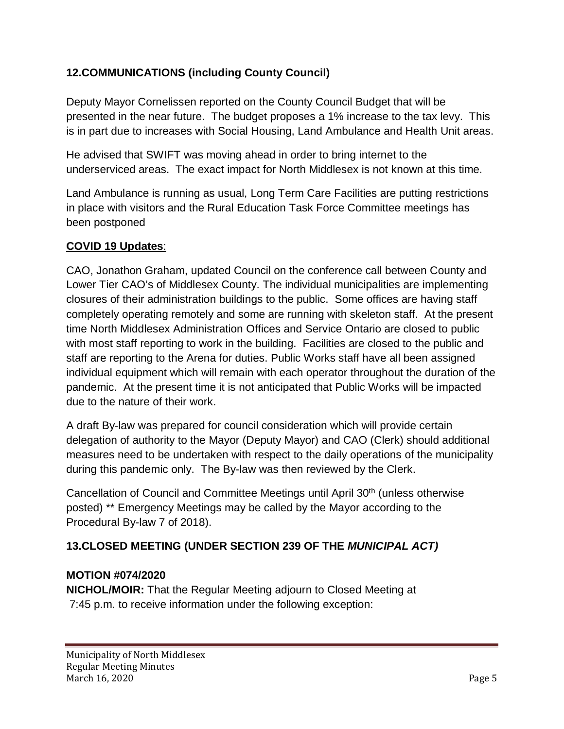## 12.COMMUNICATIONS (including County Council)

Deputy Mayor Cornelissen reported on the County Council Budget that will be presented in the near future. The budget proposes a 1% increase to the tax levy. This is in part due to increases with Social Housing, Land Ambulance and Health Unit areas.

He advised that SWIFT was moving ahead in order to bring internet to the underserviced areas. The exact impact for North Middlesex is not known at this time.

Land Ambulance is running as usual, Long Term Care Facilities are putting restrictions in place with visitors and the Rural Education Task Force Committee meetings has been postponed

**COVID 19 Updates**:

CAO, Jonathon Graham, updated Council on the conference call between County and Lower Tier CAO's of Middlesex County. The individual municipalities are implementing closures of their administration buildings to the public. Some offices are having staff completely operating remotely and some are running with skeleton staff. At the present time North Middlesex Administration Offices and Service Ontario are closed to public with most staff reporting to work in the building. Facilities are closed to the public and staff are reporting to the Arena for duties. Public Works staff have all been assigned individual equipment which will remain with each operator throughout the duration of the pandemic. At the present time it is not anticipated that Public Works will be impacted due to the nature of their work.

A draft By-law was prepared for council consideration which will provide certain delegation of authority to the Mayor (Deputy Mayor) and CAO (Clerk) should additional measures need to be undertaken with respect to the daily operations of the municipality during this pandemic only. The By-law was then reviewed by the Clerk.

Cancellation of Council and Committee Meetings until April 30th (unless otherwise posted) ** Emergency Meetings may be called by the Mayor according to the Procedural By-law 7 of 2018).

## 13.CLOSED MEETING (UNDER SECTION 239 OF THE *MUNICIPAL ACT)*

**MOTION #074/2020**
**NICHOL/MOIR:** That the Regular Meeting adjourn to Closed Meeting at 7:45 p.m. to receive information under the following exception: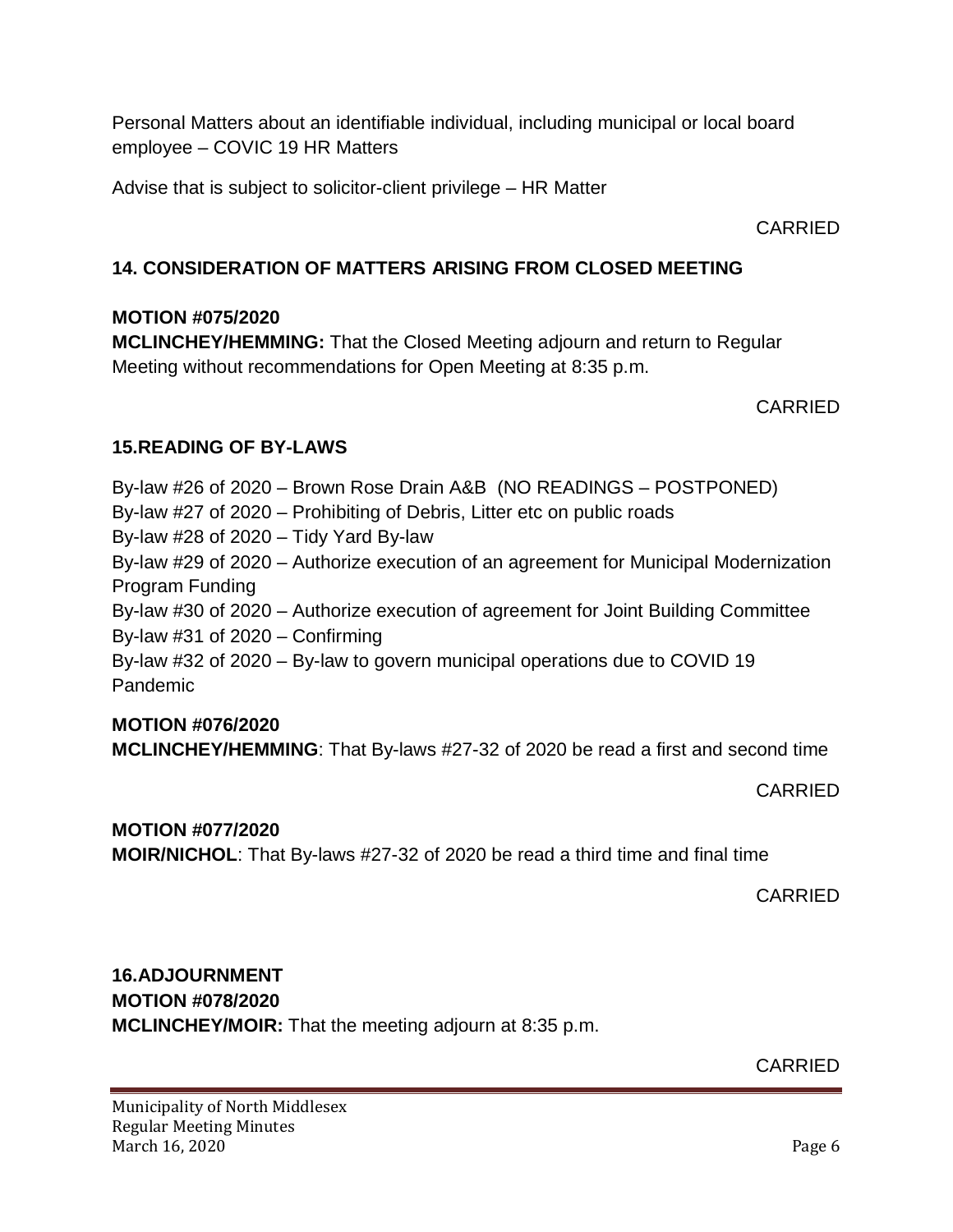Personal Matters about an identifiable individual, including municipal or local board employee – COVIC 19 HR Matters

Advise that is subject to solicitor-client privilege – HR Matter

CARRIED

## 14. CONSIDERATION OF MATTERS ARISING FROM CLOSED MEETING

**MOTION #075/2020**
**MCLINCHEY/HEMMING:** That the Closed Meeting adjourn and return to Regular Meeting without recommendations for Open Meeting at 8:35 p.m.

CARRIED

## 15.READING OF BY-LAWS

By-law #26 of 2020 – Brown Rose Drain A&B (NO READINGS – POSTPONED)
By-law #27 of 2020 – Prohibiting of Debris, Litter etc on public roads
By-law #28 of 2020 – Tidy Yard By-law
By-law #29 of 2020 – Authorize execution of an agreement for Municipal Modernization Program Funding
By-law #30 of 2020 – Authorize execution of agreement for Joint Building Committee
By-law #31 of 2020 – Confirming
By-law #32 of 2020 – By-law to govern municipal operations due to COVID 19 Pandemic

**MOTION #076/2020**
**MCLINCHEY/HEMMING**: That By-laws #27-32 of 2020 be read a first and second time

CARRIED

**MOTION #077/2020**
**MOIR/NICHOL**: That By-laws #27-32 of 2020 be read a third time and final time

CARRIED

## 16.ADJOURNMENT

**MOTION #078/2020**
**MCLINCHEY/MOIR:** That the meeting adjourn at 8:35 p.m.

CARRIED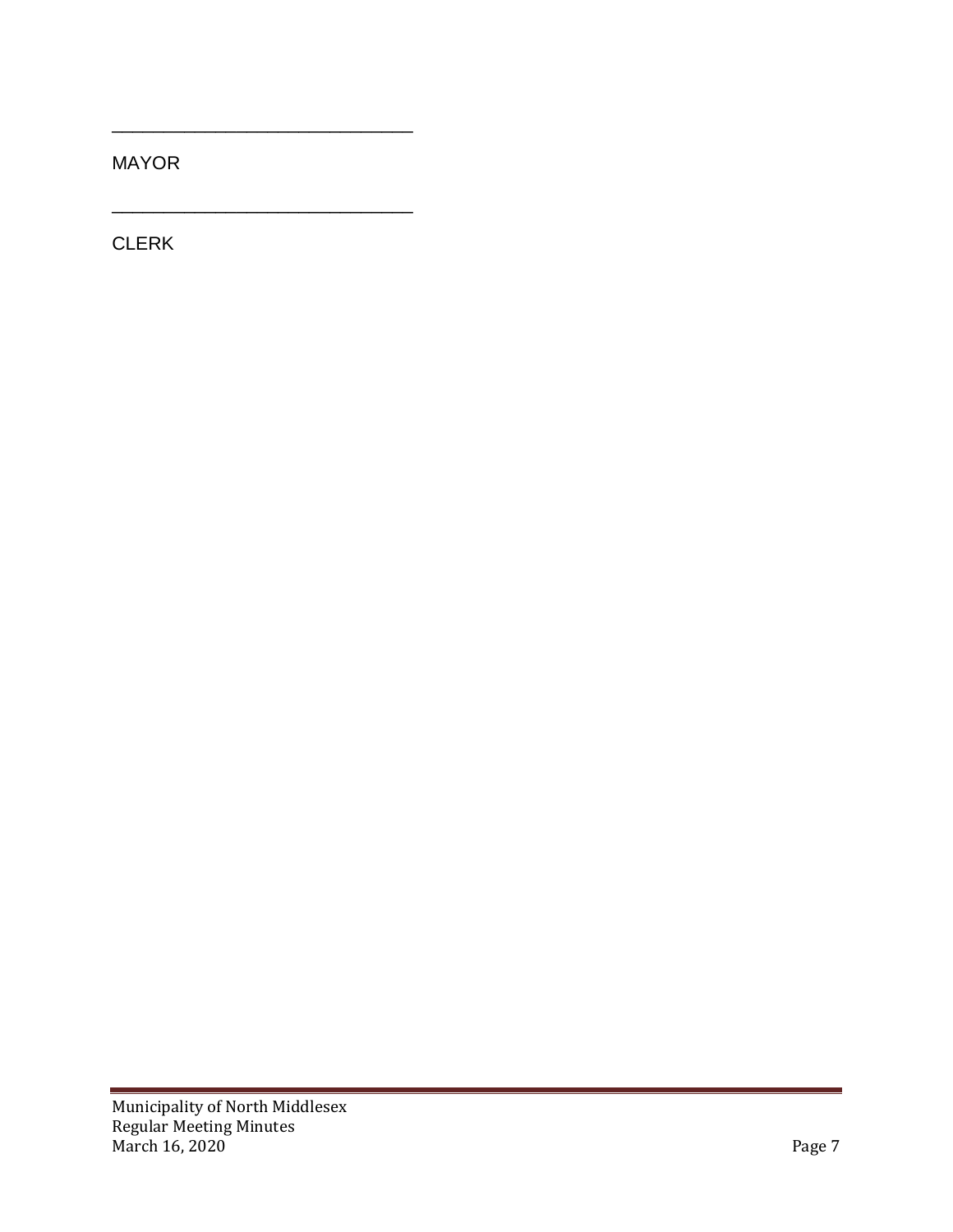_______________________________

MAYOR

_______________________________

CLERK